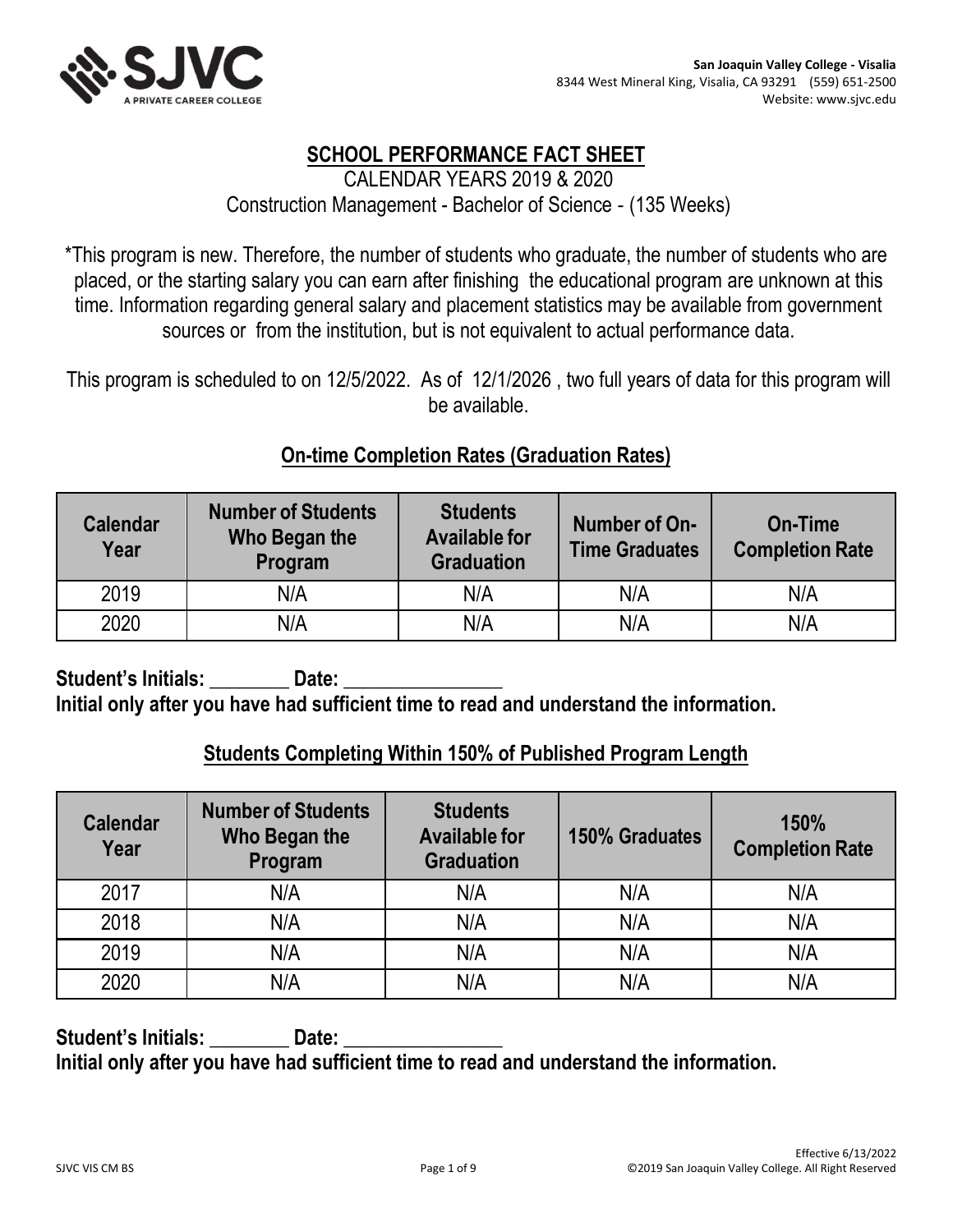**San Joaquin Valley College - Visalia**
8344 West Mineral King, Visalia, CA 93291 (559) 651-2500
Website: www.sjvc.edu

# SCHOOL PERFORMANCE FACT SHEET

CALENDAR YEARS 2019 & 2020
Construction Management - Bachelor of Science - (135 Weeks)

*This program is new. Therefore, the number of students who graduate, the number of students who are placed, or the starting salary you can earn after finishing the educational program are unknown at this time. Information regarding general salary and placement statistics may be available from government sources or from the institution, but is not equivalent to actual performance data.

This program is scheduled to on 12/5/2022. As of 12/1/2026 , two full years of data for this program will be available.

## On-time Completion Rates (Graduation Rates)

| Calendar Year | Number of Students Who Began the Program | Students Available for Graduation | Number of On-Time Graduates | On-Time Completion Rate |
|---|---|---|---|---|
| 2019 | N/A | N/A | N/A | N/A |
| 2020 | N/A | N/A | N/A | N/A |

**Student's Initials: ________ Date: ________________**
**Initial only after you have had sufficient time to read and understand the information.**

## Students Completing Within 150% of Published Program Length

| Calendar Year | Number of Students Who Began the Program | Students Available for Graduation | 150% Graduates | 150% Completion Rate |
|---|---|---|---|---|
| 2017 | N/A | N/A | N/A | N/A |
| 2018 | N/A | N/A | N/A | N/A |
| 2019 | N/A | N/A | N/A | N/A |
| 2020 | N/A | N/A | N/A | N/A |

**Student's Initials: ________ Date: ________________**
**Initial only after you have had sufficient time to read and understand the information.**

Effective 6/13/2022
SJVC VIS CM BS
©2019 San Joaquin Valley College. All Right Reserved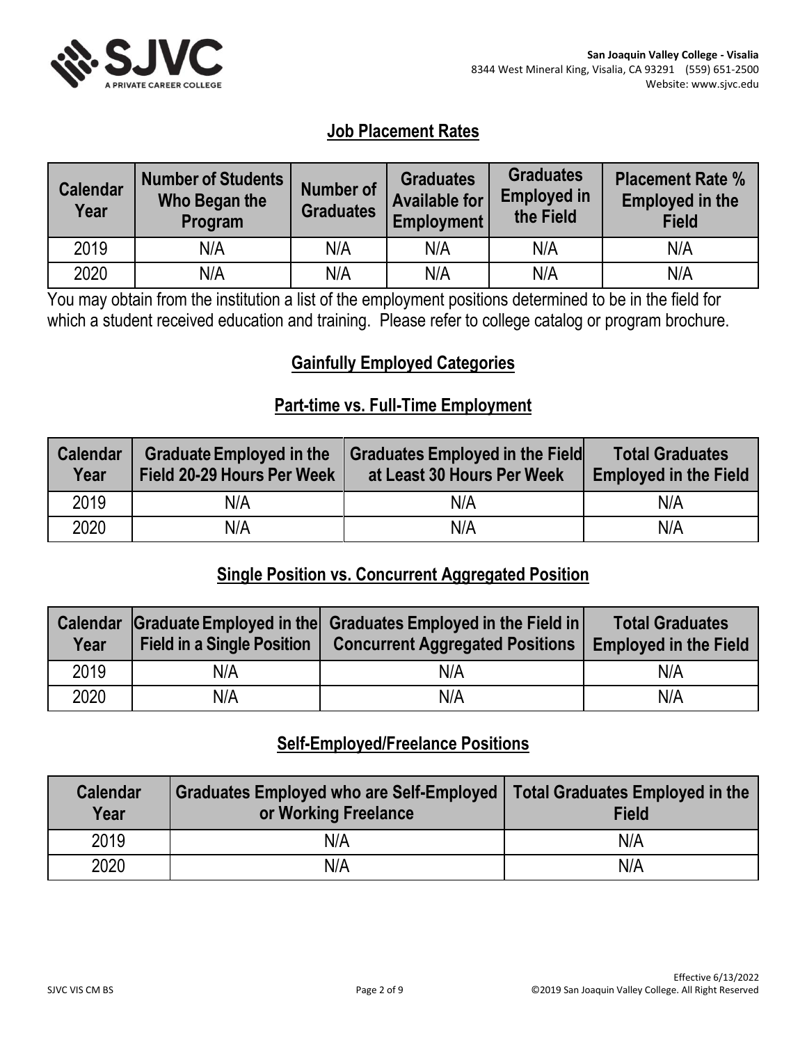## Job Placement Rates

| Calendar Year | Number of Students Who Began the Program | Number of Graduates | Graduates Available for Employment | Graduates Employed in the Field | Placement Rate % Employed in the Field |
|---|---|---|---|---|---|
| 2019 | N/A | N/A | N/A | N/A | N/A |
| 2020 | N/A | N/A | N/A | N/A | N/A |

You may obtain from the institution a list of the employment positions determined to be in the field for which a student received education and training. Please refer to college catalog or program brochure.

## Gainfully Employed Categories

### Part-time vs. Full-Time Employment

| Calendar Year | Graduate Employed in the Field 20-29 Hours Per Week | Graduates Employed in the Field at Least 30 Hours Per Week | Total Graduates Employed in the Field |
|---|---|---|---|
| 2019 | N/A | N/A | N/A |
| 2020 | N/A | N/A | N/A |

### Single Position vs. Concurrent Aggregated Position

| Calendar Year | Graduate Employed in the Field in a Single Position | Graduates Employed in the Field in Concurrent Aggregated Positions | Total Graduates Employed in the Field |
|---|---|---|---|
| 2019 | N/A | N/A | N/A |
| 2020 | N/A | N/A | N/A |

### Self-Employed/Freelance Positions

| Calendar Year | Graduates Employed who are Self-Employed or Working Freelance | Total Graduates Employed in the Field |
|---|---|---|
| 2019 | N/A | N/A |
| 2020 | N/A | N/A |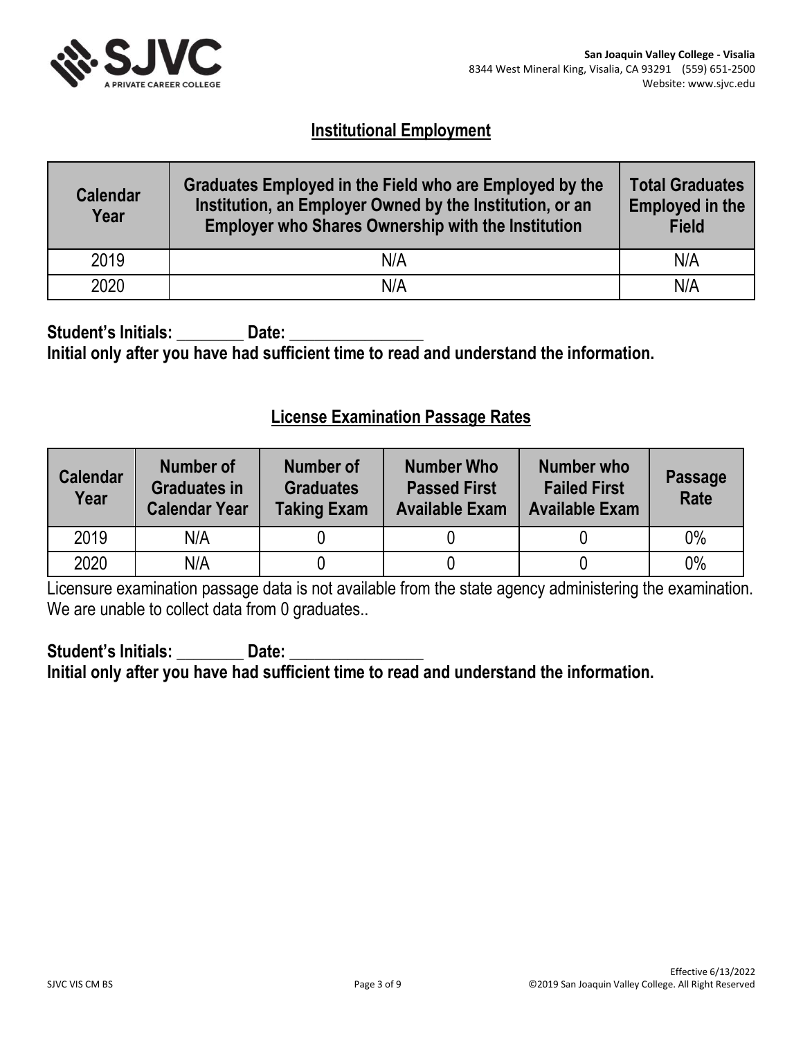## Institutional Employment

| Calendar Year | Graduates Employed in the Field who are Employed by the Institution, an Employer Owned by the Institution, or an Employer who Shares Ownership with the Institution | Total Graduates Employed in the Field |
|---|---|---|
| 2019 | N/A | N/A |
| 2020 | N/A | N/A |

**Student's Initials: ________ Date: _______________**
**Initial only after you have had sufficient time to read and understand the information.**

## License Examination Passage Rates

| Calendar Year | Number of Graduates in Calendar Year | Number of Graduates Taking Exam | Number Who Passed First Available Exam | Number who Failed First Available Exam | Passage Rate |
|---|---|---|---|---|---|
| 2019 | N/A | 0 | 0 | 0 | 0% |
| 2020 | N/A | 0 | 0 | 0 | 0% |

Licensure examination passage data is not available from the state agency administering the examination. We are unable to collect data from 0 graduates..

**Student's Initials: ________ Date: _______________**
**Initial only after you have had sufficient time to read and understand the information.**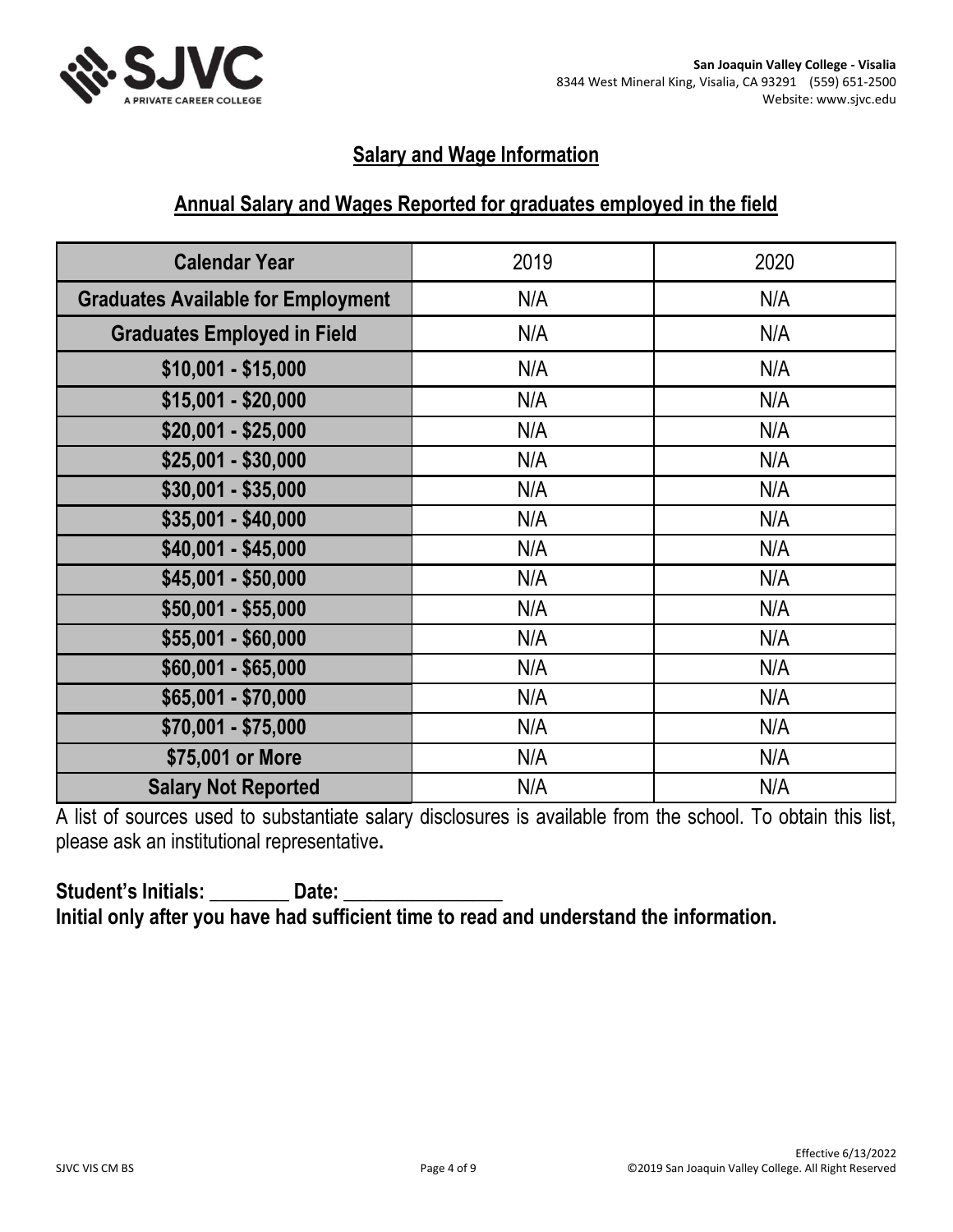## Salary and Wage Information

### Annual Salary and Wages Reported for graduates employed in the field

| Calendar Year | 2019 | 2020 |
|---|---|---|
| Graduates Available for Employment | N/A | N/A |
| Graduates Employed in Field | N/A | N/A |
| $10,001 - $15,000 | N/A | N/A |
| $15,001 - $20,000 | N/A | N/A |
| $20,001 - $25,000 | N/A | N/A |
| $25,001 - $30,000 | N/A | N/A |
| $30,001 - $35,000 | N/A | N/A |
| $35,001 - $40,000 | N/A | N/A |
| $40,001 - $45,000 | N/A | N/A |
| $45,001 - $50,000 | N/A | N/A |
| $50,001 - $55,000 | N/A | N/A |
| $55,001 - $60,000 | N/A | N/A |
| $60,001 - $65,000 | N/A | N/A |
| $65,001 - $70,000 | N/A | N/A |
| $70,001 - $75,000 | N/A | N/A |
| $75,001 or More | N/A | N/A |
| Salary Not Reported | N/A | N/A |

A list of sources used to substantiate salary disclosures is available from the school. To obtain this list, please ask an institutional representative**.**

**Student's Initials: ________ Date: _______________**

**Initial only after you have had sufficient time to read and understand the information.**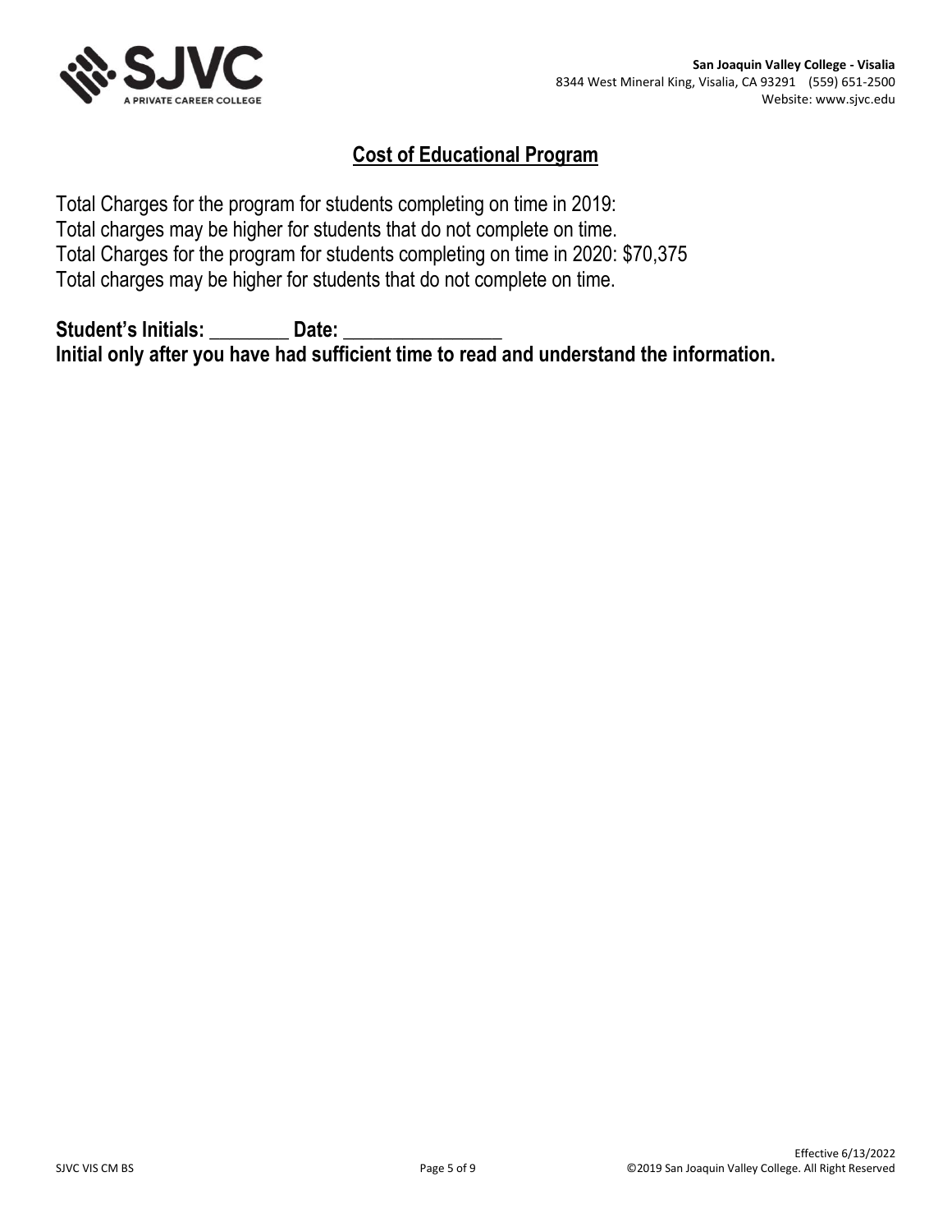## Cost of Educational Program

Total Charges for the program for students completing on time in 2019:
Total charges may be higher for students that do not complete on time.
Total Charges for the program for students completing on time in 2020: $70,375
Total charges may be higher for students that do not complete on time.

**Student's Initials: \_\_\_\_\_\_\_\_ Date: \_\_\_\_\_\_\_\_\_\_\_\_\_\_\_\_**
**Initial only after you have had sufficient time to read and understand the information.**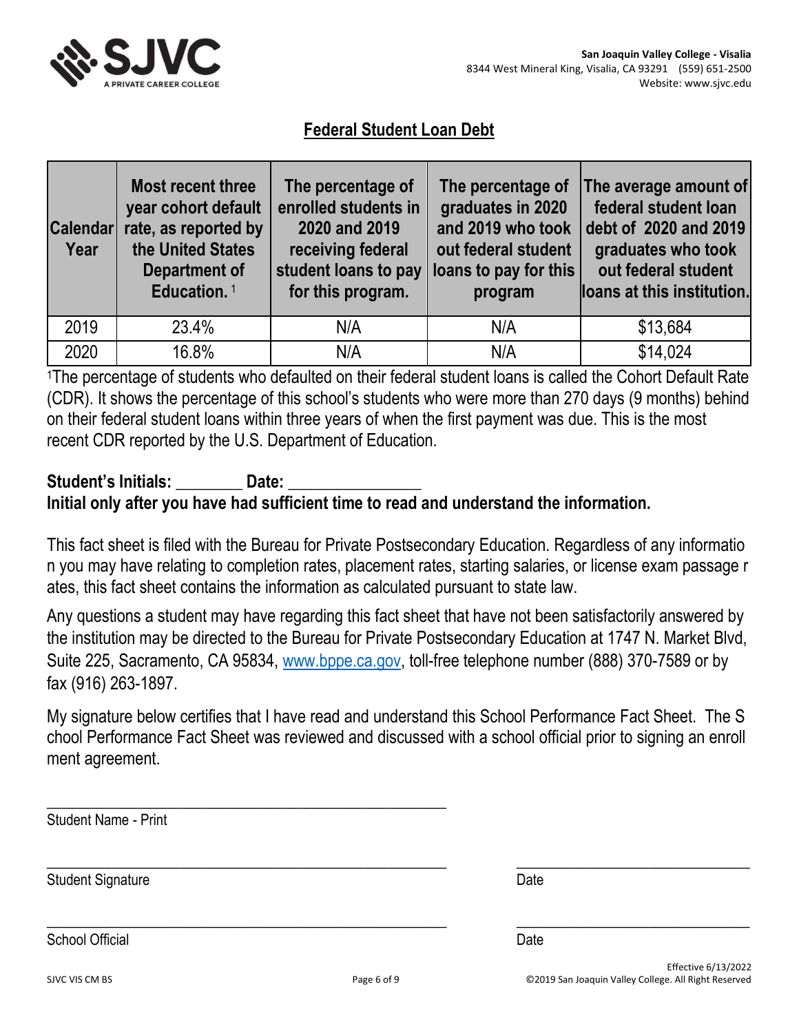San Joaquin Valley College - Visalia
8344 West Mineral King, Visalia, CA 93291 (559) 651-2500
Website: www.sjvc.edu

## Federal Student Loan Debt

| Calendar Year | Most recent three year cohort default rate, as reported by the United States Department of Education. [1] | The percentage of enrolled students in 2020 and 2019 receiving federal student loans to pay for this program. | The percentage of graduates in 2020 and 2019 who took out federal student loans to pay for this program | The average amount of federal student loan debt of 2020 and 2019 graduates who took out federal student loans at this institution. |
|---|---|---|---|---|
| 2019 | 23.4% | N/A | N/A | $13,684 |
| 2020 | 16.8% | N/A | N/A | $14,024 |

[1]The percentage of students who defaulted on their federal student loans is called the Cohort Default Rate (CDR). It shows the percentage of this school's students who were more than 270 days (9 months) behind on their federal student loans within three years of when the first payment was due. This is the most recent CDR reported by the U.S. Department of Education.

**Student's Initials: ________ Date: ________________**
**Initial only after you have had sufficient time to read and understand the information.**

This fact sheet is filed with the Bureau for Private Postsecondary Education. Regardless of any informatio n you may have relating to completion rates, placement rates, starting salaries, or license exam passage r ates, this fact sheet contains the information as calculated pursuant to state law.

Any questions a student may have regarding this fact sheet that have not been satisfactorily answered by the institution may be directed to the Bureau for Private Postsecondary Education at 1747 N. Market Blvd, Suite 225, Sacramento, CA 95834, www.bppe.ca.gov, toll-free telephone number (888) 370-7589 or by fax (916) 263-1897.

My signature below certifies that I have read and understand this School Performance Fact Sheet. The S chool Performance Fact Sheet was reviewed and discussed with a school official prior to signing an enroll ment agreement.

______________________________________________
Student Name - Print

______________________________________________ ____________________________
Student Signature Date

______________________________________________ ____________________________
School Official Date

Effective 6/13/2022
©2019 San Joaquin Valley College. All Right Reserved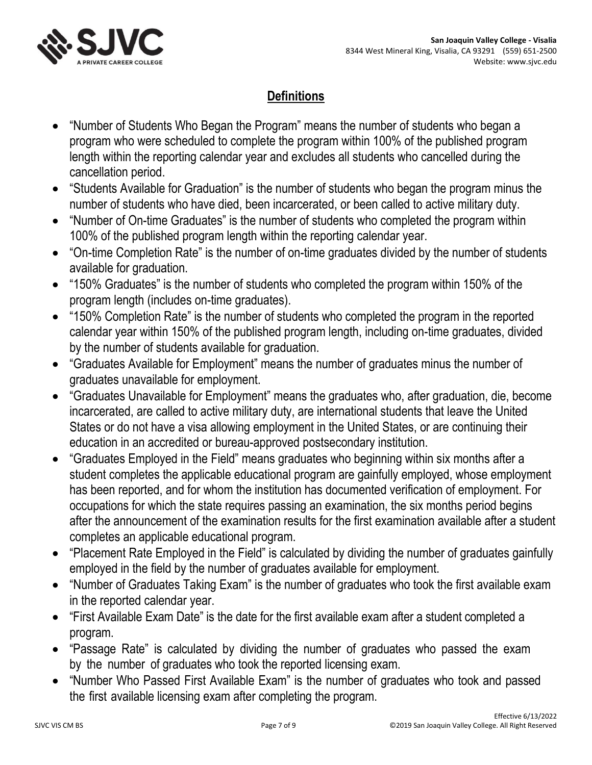## Definitions

- "Number of Students Who Began the Program" means the number of students who began a program who were scheduled to complete the program within 100% of the published program length within the reporting calendar year and excludes all students who cancelled during the cancellation period.
- "Students Available for Graduation" is the number of students who began the program minus the number of students who have died, been incarcerated, or been called to active military duty.
- "Number of On-time Graduates" is the number of students who completed the program within 100% of the published program length within the reporting calendar year.
- "On-time Completion Rate" is the number of on-time graduates divided by the number of students available for graduation.
- "150% Graduates" is the number of students who completed the program within 150% of the program length (includes on-time graduates).
- "150% Completion Rate" is the number of students who completed the program in the reported calendar year within 150% of the published program length, including on-time graduates, divided by the number of students available for graduation.
- "Graduates Available for Employment" means the number of graduates minus the number of graduates unavailable for employment.
- "Graduates Unavailable for Employment" means the graduates who, after graduation, die, become incarcerated, are called to active military duty, are international students that leave the United States or do not have a visa allowing employment in the United States, or are continuing their education in an accredited or bureau-approved postsecondary institution.
- "Graduates Employed in the Field" means graduates who beginning within six months after a student completes the applicable educational program are gainfully employed, whose employment has been reported, and for whom the institution has documented verification of employment. For occupations for which the state requires passing an examination, the six months period begins after the announcement of the examination results for the first examination available after a student completes an applicable educational program.
- "Placement Rate Employed in the Field" is calculated by dividing the number of graduates gainfully employed in the field by the number of graduates available for employment.
- "Number of Graduates Taking Exam" is the number of graduates who took the first available exam in the reported calendar year.
- "First Available Exam Date" is the date for the first available exam after a student completed a program.
- "Passage Rate" is calculated by dividing the number of graduates who passed the exam by the number of graduates who took the reported licensing exam.
- "Number Who Passed First Available Exam" is the number of graduates who took and passed the first available licensing exam after completing the program.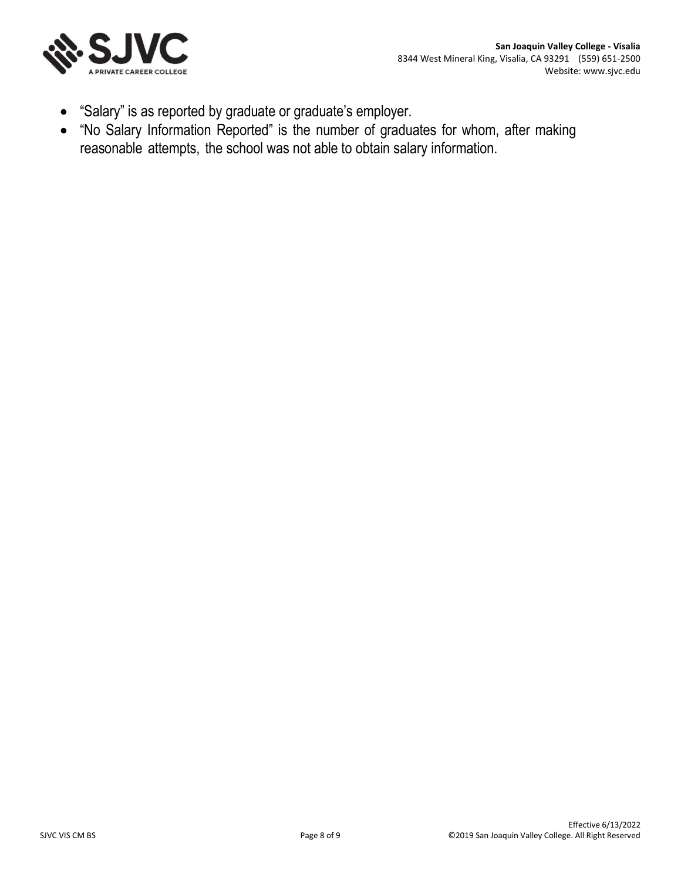- "Salary" is as reported by graduate or graduate's employer.
- "No Salary Information Reported" is the number of graduates for whom, after making reasonable attempts, the school was not able to obtain salary information.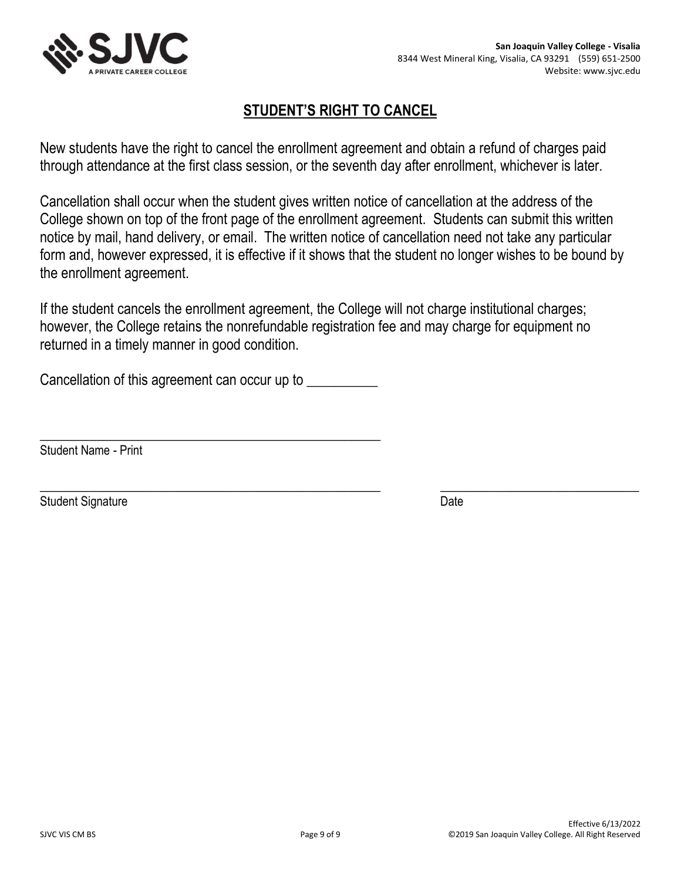**San Joaquin Valley College - Visalia**
8344 West Mineral King, Visalia, CA 93291 (559) 651-2500
Website: www.sjvc.edu

# STUDENT'S RIGHT TO CANCEL

New students have the right to cancel the enrollment agreement and obtain a refund of charges paid through attendance at the first class session, or the seventh day after enrollment, whichever is later.

Cancellation shall occur when the student gives written notice of cancellation at the address of the College shown on top of the front page of the enrollment agreement. Students can submit this written notice by mail, hand delivery, or email. The written notice of cancellation need not take any particular form and, however expressed, it is effective if it shows that the student no longer wishes to be bound by the enrollment agreement.

If the student cancels the enrollment agreement, the College will not charge institutional charges; however, the College retains the nonrefundable registration fee and may charge for equipment no returned in a timely manner in good condition.

Cancellation of this agreement can occur up to __________

_____________________________________________________
Student Name - Print

_____________________________________________________ _______________________________
Student Signature Date

Effective 6/13/2022
©2019 San Joaquin Valley College. All Right Reserved